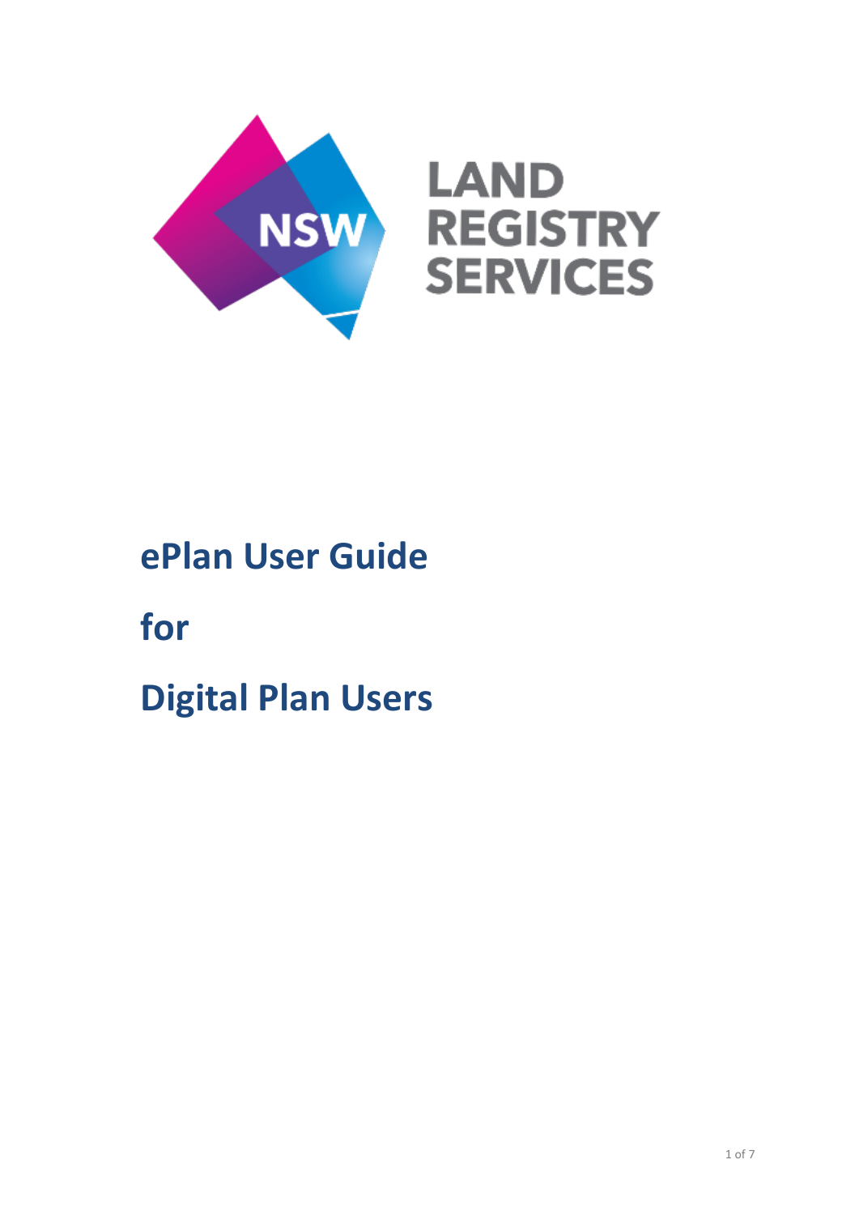NSW LAND REGISTRY SERVICES

# ePlan User Guide

# for

# Digital Plan Users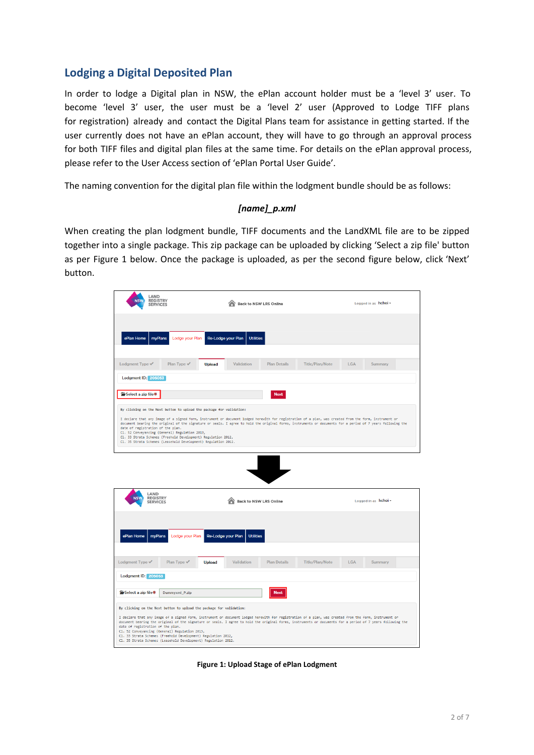## Lodging a Digital Deposited Plan

In order to lodge a Digital plan in NSW, the ePlan account holder must be a 'level 3' user. To become 'level 3' user, the user must be a 'level 2' user (Approved to Lodge TIFF plans for registration) already and contact the Digital Plans team for assistance in getting started. If the user currently does not have an ePlan account, they will have to go through an approval process for both TIFF files and digital plan files at the same time. For details on the ePlan approval process, please refer to the User Access section of 'ePlan Portal User Guide'.

The naming convention for the digital plan file within the lodgment bundle should be as follows:

***[name]_p.xml***

When creating the plan lodgment bundle, TIFF documents and the LandXML file are to be zipped together into a single package. This zip package can be uploaded by clicking 'Select a zip file' button as per Figure 1 below. Once the package is uploaded, as per the second figure below, click 'Next' button.

**Figure 1: Upload Stage of ePlan Lodgment**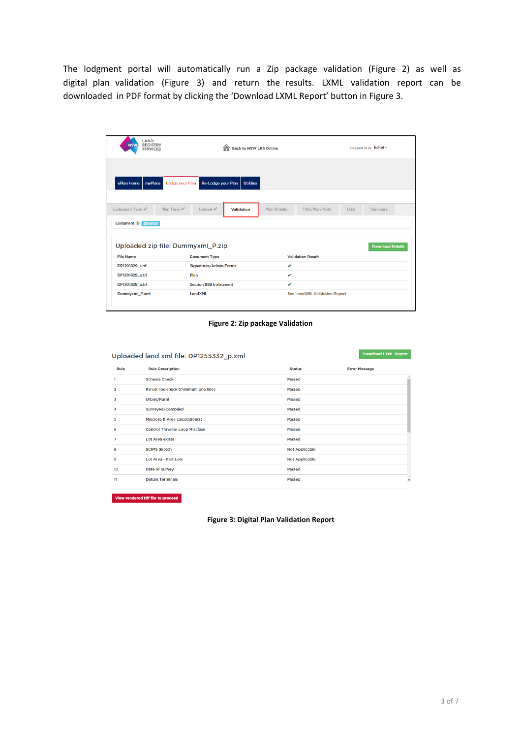The lodgment portal will automatically run a Zip package validation (Figure 2) as well as digital plan validation (Figure 3) and return the results. LXML validation report can be downloaded in PDF format by clicking the 'Download LXML Report' button in Figure 3.

**Figure 2: Zip package Validation**

**Figure 3: Digital Plan Validation Report**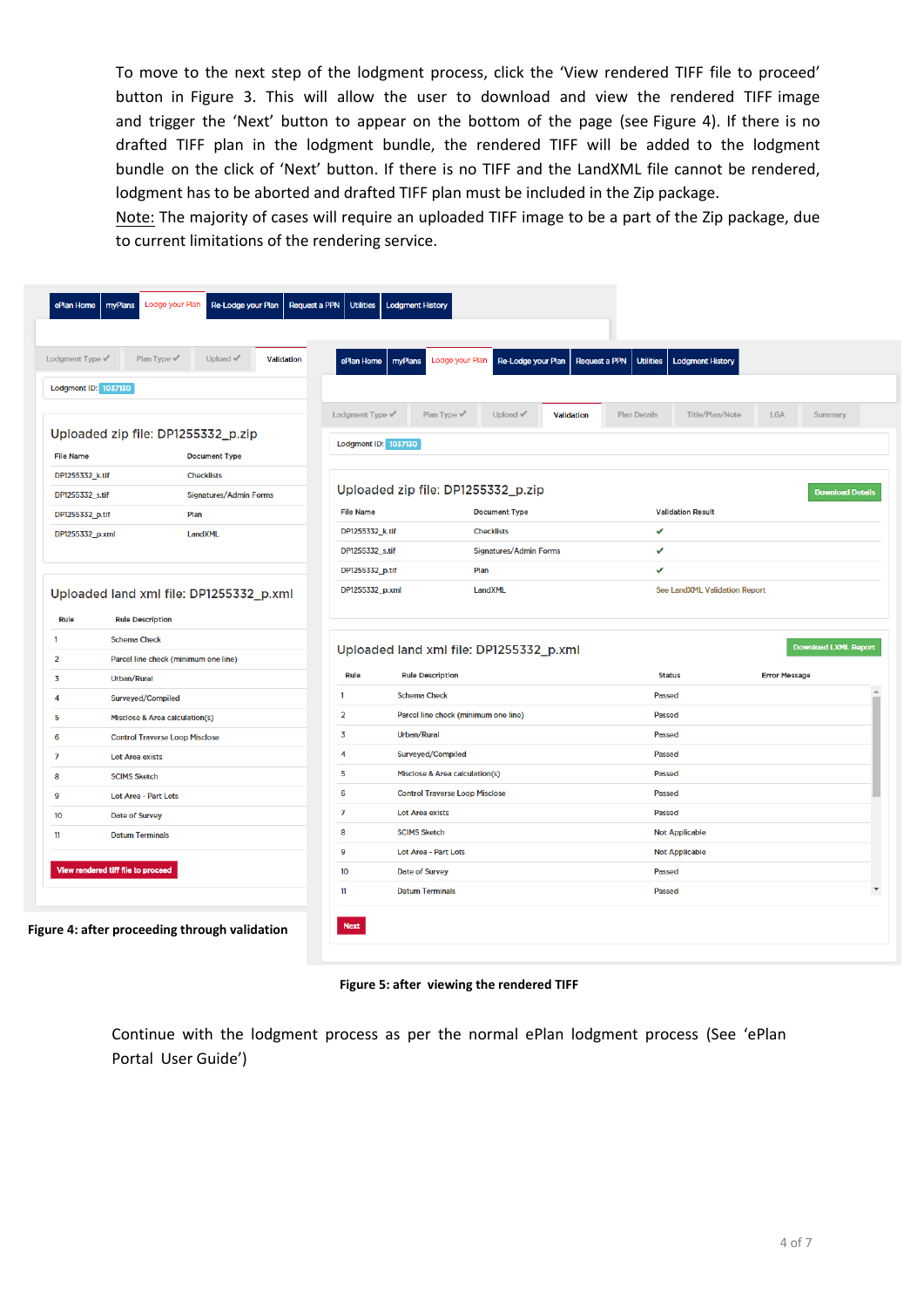To move to the next step of the lodgment process, click the 'View rendered TIFF file to proceed' button in Figure 3. This will allow the user to download and view the rendered TIFF image and trigger the 'Next' button to appear on the bottom of the page (see Figure 4). If there is no drafted TIFF plan in the lodgment bundle, the rendered TIFF will be added to the lodgment bundle on the click of 'Next' button. If there is no TIFF and the LandXML file cannot be rendered, lodgment has to be aborted and drafted TIFF plan must be included in the Zip package.

Note: The majority of cases will require an uploaded TIFF image to be a part of the Zip package, due to current limitations of the rendering service.

**Figure 4: after proceeding through validation**

**Figure 5: after viewing the rendered TIFF**

Continue with the lodgment process as per the normal ePlan lodgment process (See 'ePlan Portal User Guide')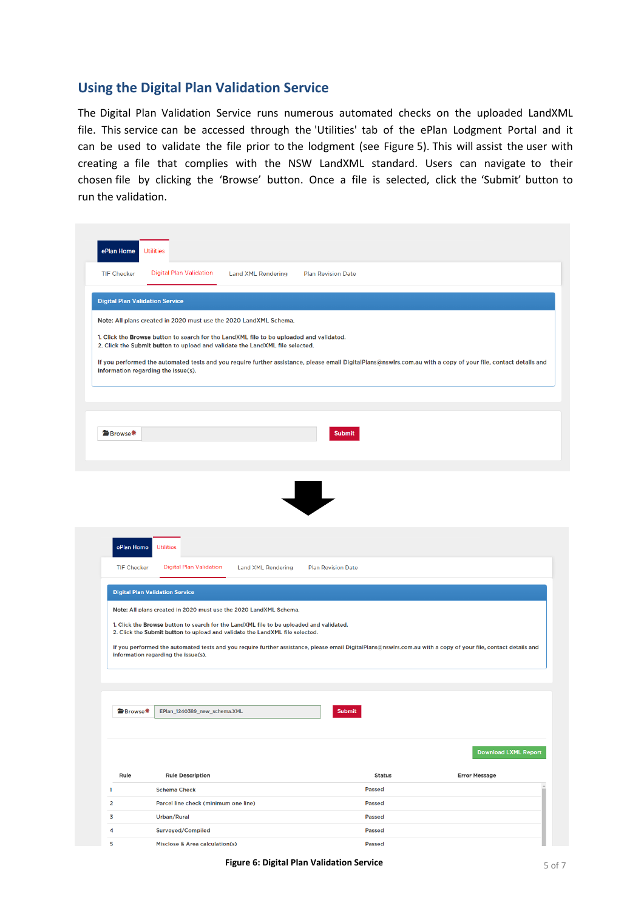## Using the Digital Plan Validation Service

The Digital Plan Validation Service runs numerous automated checks on the uploaded LandXML file. This service can be accessed through the 'Utilities' tab of the ePlan Lodgment Portal and it can be used to validate the file prior to the lodgment (see Figure 5). This will assist the user with creating a file that complies with the NSW LandXML standard. Users can navigate to their chosen file by clicking the 'Browse' button. Once a file is selected, click the 'Submit' button to run the validation.

Figure 6: Digital Plan Validation Service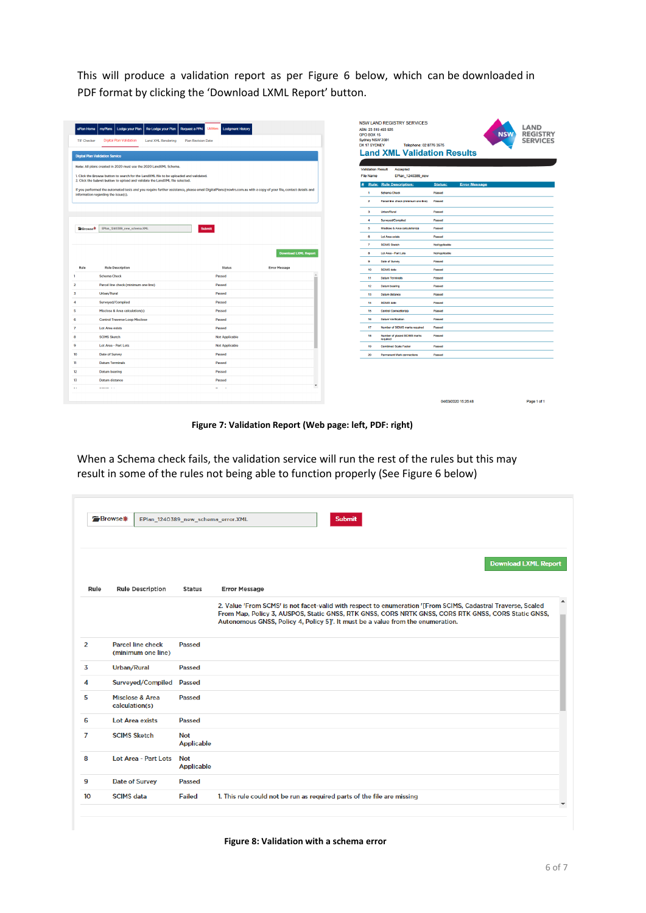This will produce a validation report as per Figure 6 below, which can be downloaded in PDF format by clicking the 'Download LXML Report' button.

Figure 7: Validation Report (Web page: left, PDF: right)

When a Schema check fails, the validation service will run the rest of the rules but this may result in some of the rules not being able to function properly (See Figure 6 below)

Figure 8: Validation with a schema error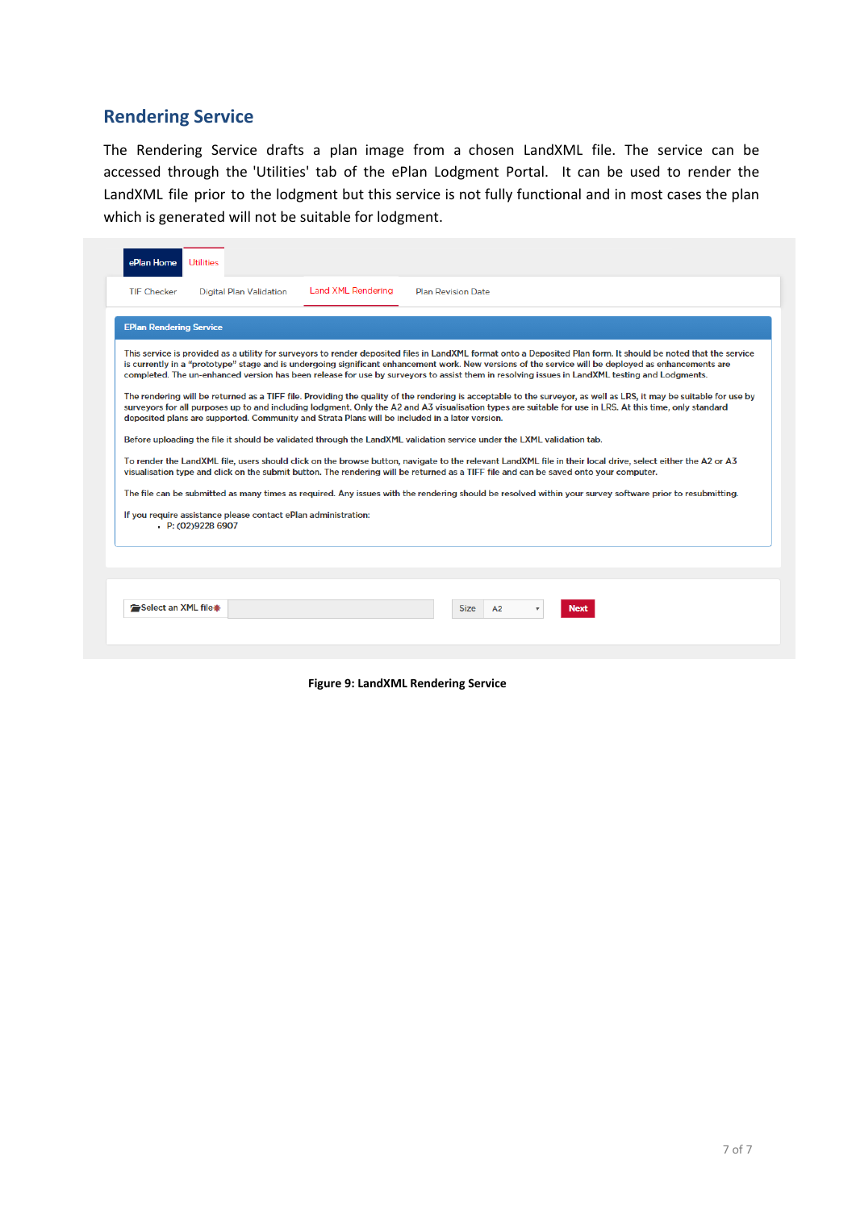## Rendering Service

The Rendering Service drafts a plan image from a chosen LandXML file. The service can be accessed through the 'Utilities' tab of the ePlan Lodgment Portal. It can be used to render the LandXML file prior to the lodgment but this service is not fully functional and in most cases the plan which is generated will not be suitable for lodgment.

ePlan Home | Utilities

TIF Checker | Digital Plan Validation | Land XML Rendering | Plan Revision Date

**EPlan Rendering Service**

This service is provided as a utility for surveyors to render deposited files in LandXML format onto a Deposited Plan form. It should be noted that the service is currently in a "prototype" stage and is undergoing significant enhancement work. New versions of the service will be deployed as enhancements are completed. The un-enhanced version has been release for use by surveyors to assist them in resolving issues in LandXML testing and Lodgments.

The rendering will be returned as a TIFF file. Providing the quality of the rendering is acceptable to the surveyor, as well as LRS, it may be suitable for use by surveyors for all purposes up to and including lodgment. Only the A2 and A3 visualisation types are suitable for use in LRS. At this time, only standard deposited plans are supported. Community and Strata Plans will be included in a later version.

Before uploading the file it should be validated through the LandXML validation service under the LXML validation tab.

To render the LandXML file, users should click on the browse button, navigate to the relevant LandXML file in their local drive, select either the A2 or A3 visualisation type and click on the submit button. The rendering will be returned as a TIFF file and can be saved onto your computer.

The file can be submitted as many times as required. Any issues with the rendering should be resolved within your survey software prior to resubmitting.

If you require assistance please contact ePlan administration:

- P: (02)9228 6907

Select an XML file* | Size A2 | Next

**Figure 9: LandXML Rendering Service**